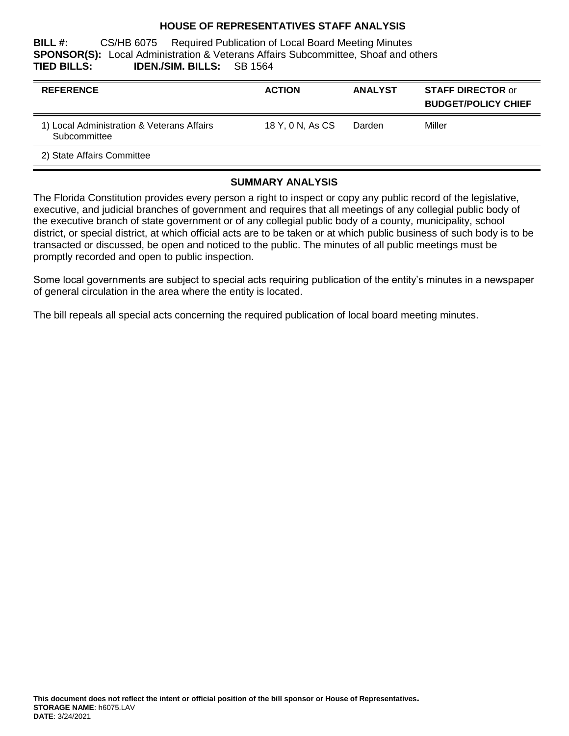# HOUSE OF REPRESENTATIVES STAFF ANALYSIS

**BILL #:** CS/HB 6075 Required Publication of Local Board Meeting Minutes
**SPONSOR(S):** Local Administration & Veterans Affairs Subcommittee, Shoaf and others
**TIED BILLS:** **IDEN./SIM. BILLS:** SB 1564

| REFERENCE | ACTION | ANALYST | STAFF DIRECTOR or BUDGET/POLICY CHIEF |
|---|---|---|---|
| 1) Local Administration & Veterans Affairs Subcommittee | 18 Y, 0 N, As CS | Darden | Miller |
| 2) State Affairs Committee | | | |

## SUMMARY ANALYSIS

The Florida Constitution provides every person a right to inspect or copy any public record of the legislative, executive, and judicial branches of government and requires that all meetings of any collegial public body of the executive branch of state government or of any collegial public body of a county, municipality, school district, or special district, at which official acts are to be taken or at which public business of such body is to be transacted or discussed, be open and noticed to the public. The minutes of all public meetings must be promptly recorded and open to public inspection.

Some local governments are subject to special acts requiring publication of the entity's minutes in a newspaper of general circulation in the area where the entity is located.

The bill repeals all special acts concerning the required publication of local board meeting minutes.

**This document does not reflect the intent or official position of the bill sponsor or House of Representatives.**
**STORAGE NAME**: h6075.LAV
**DATE**: 3/24/2021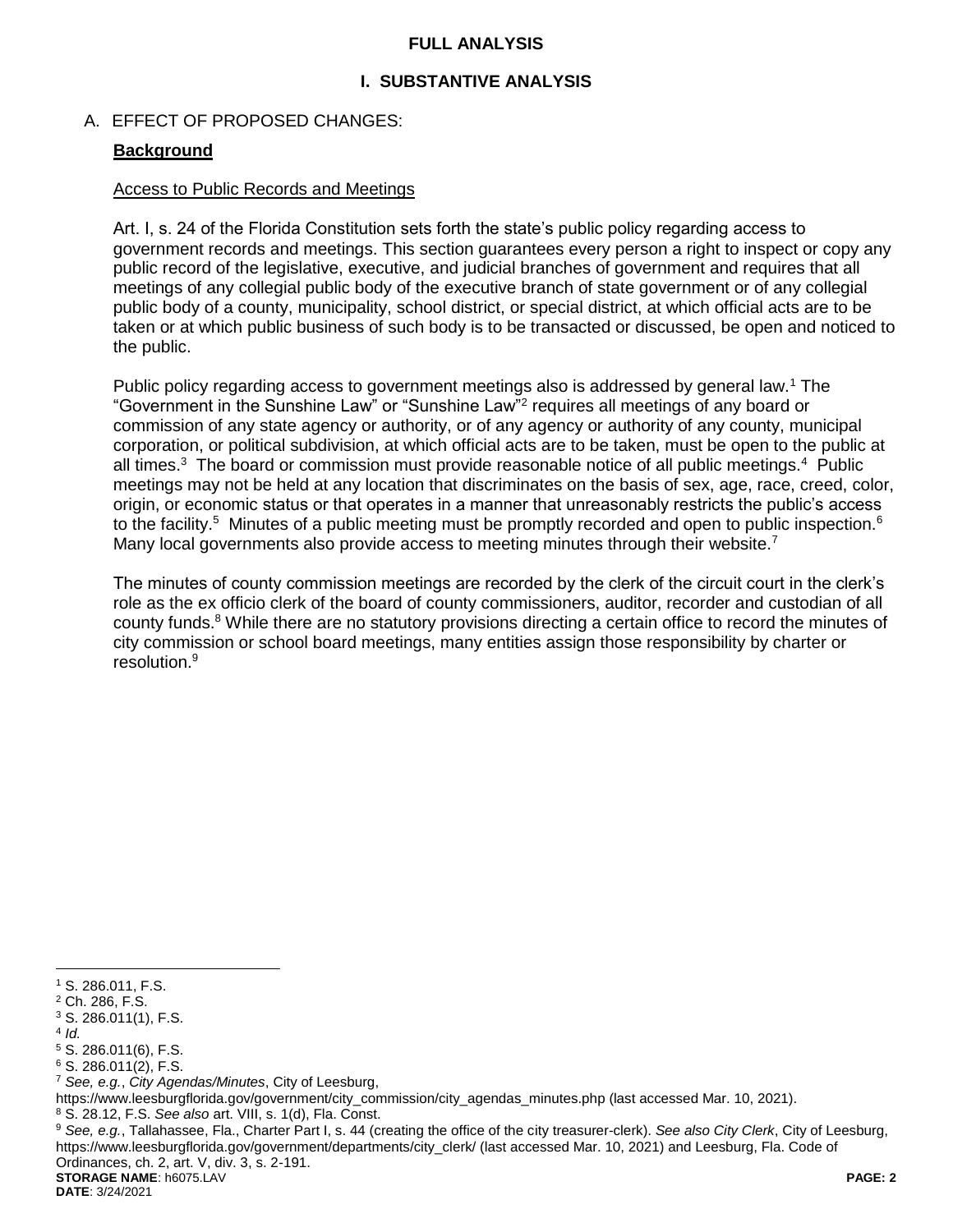**FULL ANALYSIS**

## I. SUBSTANTIVE ANALYSIS

### A. EFFECT OF PROPOSED CHANGES:

**Background**

Access to Public Records and Meetings

Art. I, s. 24 of the Florida Constitution sets forth the state's public policy regarding access to government records and meetings. This section guarantees every person a right to inspect or copy any public record of the legislative, executive, and judicial branches of government and requires that all meetings of any collegial public body of the executive branch of state government or of any collegial public body of a county, municipality, school district, or special district, at which official acts are to be taken or at which public business of such body is to be transacted or discussed, be open and noticed to the public.

Public policy regarding access to government meetings also is addressed by general law.[1] The "Government in the Sunshine Law" or "Sunshine Law"[2] requires all meetings of any board or commission of any state agency or authority, or of any agency or authority of any county, municipal corporation, or political subdivision, at which official acts are to be taken, must be open to the public at all times.[3] The board or commission must provide reasonable notice of all public meetings.[4] Public meetings may not be held at any location that discriminates on the basis of sex, age, race, creed, color, origin, or economic status or that operates in a manner that unreasonably restricts the public's access to the facility.[5] Minutes of a public meeting must be promptly recorded and open to public inspection.[6] Many local governments also provide access to meeting minutes through their website.[7]

The minutes of county commission meetings are recorded by the clerk of the circuit court in the clerk's role as the ex officio clerk of the board of county commissioners, auditor, recorder and custodian of all county funds.[8] While there are no statutory provisions directing a certain office to record the minutes of city commission or school board meetings, many entities assign those responsibility by charter or resolution.[9]

---

[1] S. 286.011, F.S.

[2] Ch. 286, F.S.

[3] S. 286.011(1), F.S.

[4] *Id.*

[5] S. 286.011(6), F.S.

[6] S. 286.011(2), F.S.

[7] *See, e.g.*, *City Agendas/Minutes*, City of Leesburg, https://www.leesburgflorida.gov/government/city_commission/city_agendas_minutes.php (last accessed Mar. 10, 2021).

[8] S. 28.12, F.S. *See also* art. VIII, s. 1(d), Fla. Const.

[9] *See, e.g.*, Tallahassee, Fla., Charter Part I, s. 44 (creating the office of the city treasurer-clerk). *See also City Clerk*, City of Leesburg, https://www.leesburgflorida.gov/government/departments/city_clerk/ (last accessed Mar. 10, 2021) and Leesburg, Fla. Code of Ordinances, ch. 2, art. V, div. 3, s. 2-191.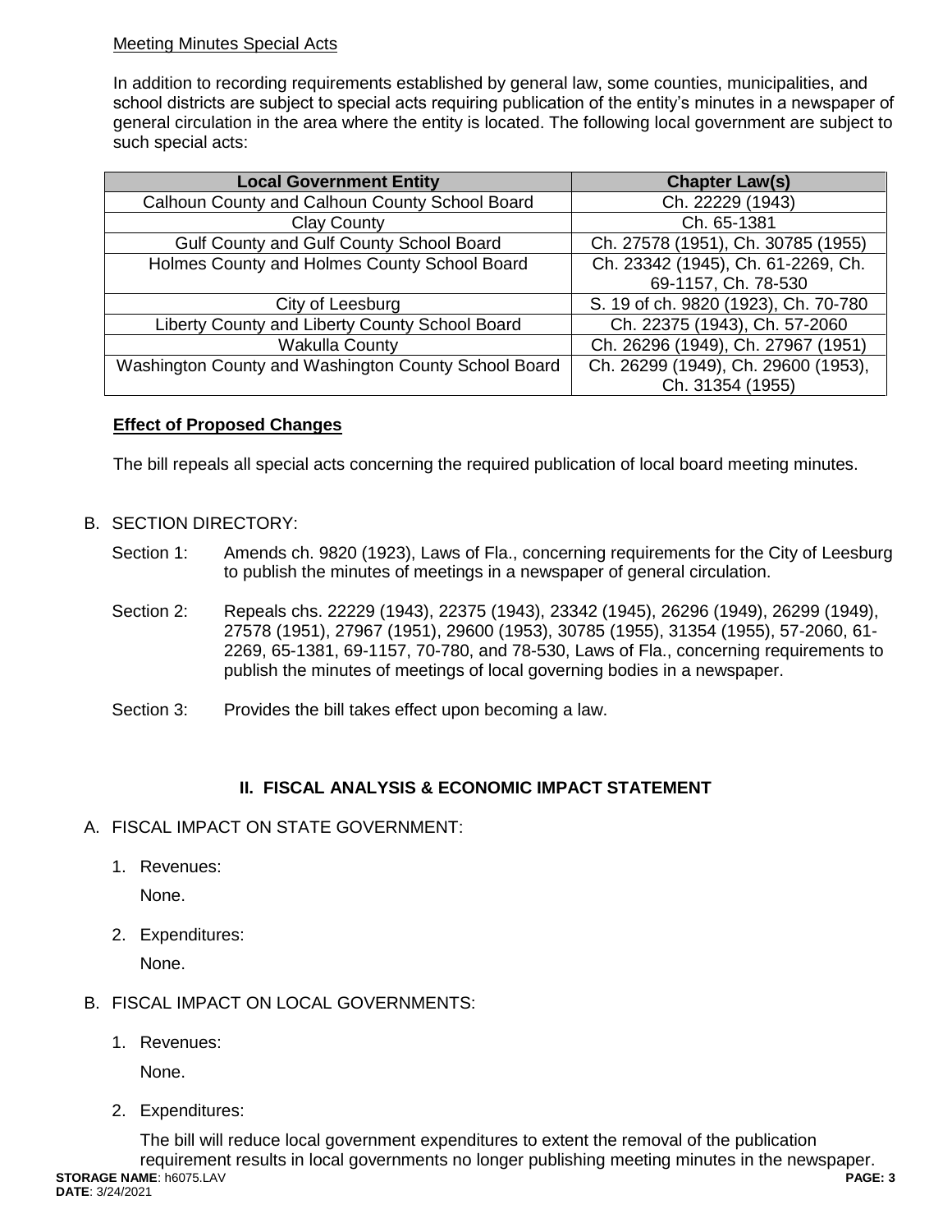Meeting Minutes Special Acts

In addition to recording requirements established by general law, some counties, municipalities, and school districts are subject to special acts requiring publication of the entity's minutes in a newspaper of general circulation in the area where the entity is located. The following local government are subject to such special acts:

| Local Government Entity | Chapter Law(s) |
|---|---|
| Calhoun County and Calhoun County School Board | Ch. 22229 (1943) |
| Clay County | Ch. 65-1381 |
| Gulf County and Gulf County School Board | Ch. 27578 (1951), Ch. 30785 (1955) |
| Holmes County and Holmes County School Board | Ch. 23342 (1945), Ch. 61-2269, Ch. 69-1157, Ch. 78-530 |
| City of Leesburg | S. 19 of ch. 9820 (1923), Ch. 70-780 |
| Liberty County and Liberty County School Board | Ch. 22375 (1943), Ch. 57-2060 |
| Wakulla County | Ch. 26296 (1949), Ch. 27967 (1951) |
| Washington County and Washington County School Board | Ch. 26299 (1949), Ch. 29600 (1953), Ch. 31354 (1955) |

**Effect of Proposed Changes**

The bill repeals all special acts concerning the required publication of local board meeting minutes.

B. SECTION DIRECTORY:

Section 1: Amends ch. 9820 (1923), Laws of Fla., concerning requirements for the City of Leesburg to publish the minutes of meetings in a newspaper of general circulation.

Section 2: Repeals chs. 22229 (1943), 22375 (1943), 23342 (1945), 26296 (1949), 26299 (1949), 27578 (1951), 27967 (1951), 29600 (1953), 30785 (1955), 31354 (1955), 57-2060, 61-2269, 65-1381, 69-1157, 70-780, and 78-530, Laws of Fla., concerning requirements to publish the minutes of meetings of local governing bodies in a newspaper.

Section 3: Provides the bill takes effect upon becoming a law.

## II. FISCAL ANALYSIS & ECONOMIC IMPACT STATEMENT

A. FISCAL IMPACT ON STATE GOVERNMENT:

1. Revenues:

   None.

2. Expenditures:

   None.

B. FISCAL IMPACT ON LOCAL GOVERNMENTS:

1. Revenues:

   None.

2. Expenditures:

   The bill will reduce local government expenditures to extent the removal of the publication requirement results in local governments no longer publishing meeting minutes in the newspaper.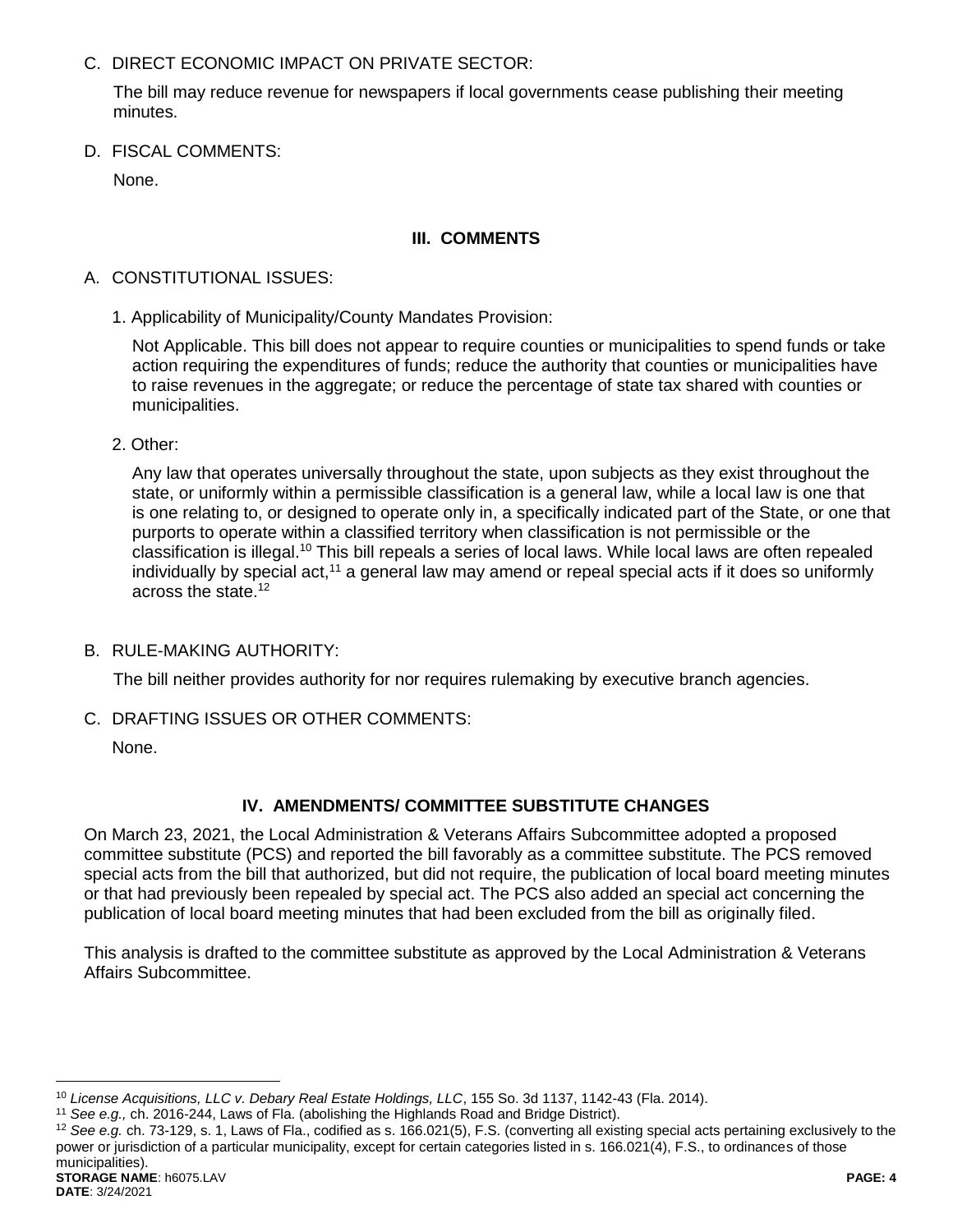C. DIRECT ECONOMIC IMPACT ON PRIVATE SECTOR:

The bill may reduce revenue for newspapers if local governments cease publishing their meeting minutes.

D. FISCAL COMMENTS:

None.

## III. COMMENTS

A. CONSTITUTIONAL ISSUES:

1. Applicability of Municipality/County Mandates Provision:

Not Applicable. This bill does not appear to require counties or municipalities to spend funds or take action requiring the expenditures of funds; reduce the authority that counties or municipalities have to raise revenues in the aggregate; or reduce the percentage of state tax shared with counties or municipalities.

2. Other:

Any law that operates universally throughout the state, upon subjects as they exist throughout the state, or uniformly within a permissible classification is a general law, while a local law is one that is one relating to, or designed to operate only in, a specifically indicated part of the State, or one that purports to operate within a classified territory when classification is not permissible or the classification is illegal.[10] This bill repeals a series of local laws. While local laws are often repealed individually by special act,[11] a general law may amend or repeal special acts if it does so uniformly across the state.[12]

B. RULE-MAKING AUTHORITY:

The bill neither provides authority for nor requires rulemaking by executive branch agencies.

C. DRAFTING ISSUES OR OTHER COMMENTS:

None.

## IV. AMENDMENTS/ COMMITTEE SUBSTITUTE CHANGES

On March 23, 2021, the Local Administration & Veterans Affairs Subcommittee adopted a proposed committee substitute (PCS) and reported the bill favorably as a committee substitute. The PCS removed special acts from the bill that authorized, but did not require, the publication of local board meeting minutes or that had previously been repealed by special act. The PCS also added an special act concerning the publication of local board meeting minutes that had been excluded from the bill as originally filed.

This analysis is drafted to the committee substitute as approved by the Local Administration & Veterans Affairs Subcommittee.

---

[10] *License Acquisitions, LLC v. Debary Real Estate Holdings, LLC*, 155 So. 3d 1137, 1142-43 (Fla. 2014).

[11] *See e.g.,* ch. 2016-244, Laws of Fla. (abolishing the Highlands Road and Bridge District).

[12] *See e.g.* ch. 73-129, s. 1, Laws of Fla., codified as s. 166.021(5), F.S. (converting all existing special acts pertaining exclusively to the power or jurisdiction of a particular municipality, except for certain categories listed in s. 166.021(4), F.S., to ordinances of those municipalities).